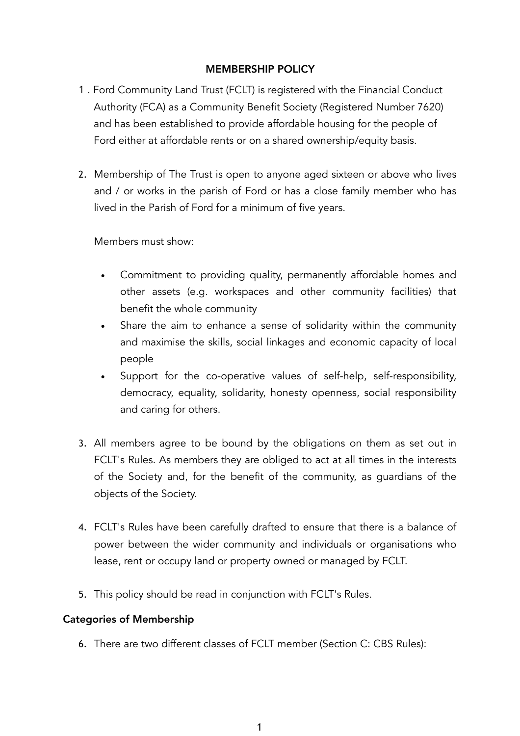## MEMBERSHIP POLICY

1. Ford Community Land Trust (FCLT) is registered with the Financial Conduct Authority (FCA) as a Community Benefit Society (Registered Number 7620) and has been established to provide affordable housing for the people of Ford either at affordable rents or on a shared ownership/equity basis.

2. Membership of The Trust is open to anyone aged sixteen or above who lives and / or works in the parish of Ford or has a close family member who has lived in the Parish of Ford for a minimum of five years.

   Members must show:

   - Commitment to providing quality, permanently affordable homes and other assets (e.g. workspaces and other community facilities) that benefit the whole community
   - Share the aim to enhance a sense of solidarity within the community and maximise the skills, social linkages and economic capacity of local people
   - Support for the co-operative values of self-help, self-responsibility, democracy, equality, solidarity, honesty openness, social responsibility and caring for others.

3. All members agree to be bound by the obligations on them as set out in FCLT's Rules. As members they are obliged to act at all times in the interests of the Society and, for the benefit of the community, as guardians of the objects of the Society.

4. FCLT's Rules have been carefully drafted to ensure that there is a balance of power between the wider community and individuals or organisations who lease, rent or occupy land or property owned or managed by FCLT.

5. This policy should be read in conjunction with FCLT's Rules.

### Categories of Membership

6. There are two different classes of FCLT member (Section C: CBS Rules):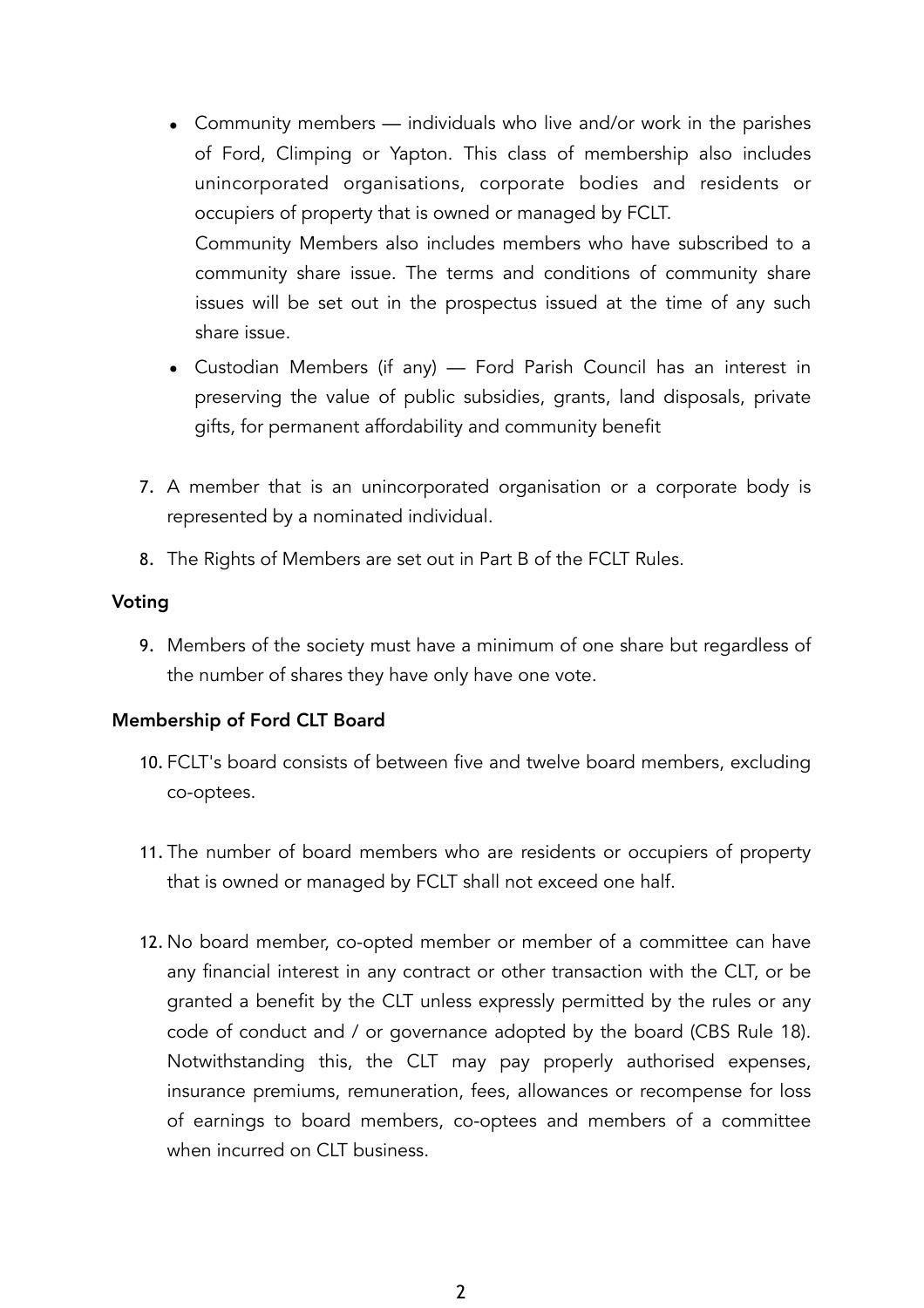- Community members — individuals who live and/or work in the parishes of Ford, Climping or Yapton. This class of membership also includes unincorporated organisations, corporate bodies and residents or occupiers of property that is owned or managed by FCLT.

  Community Members also includes members who have subscribed to a community share issue. The terms and conditions of community share issues will be set out in the prospectus issued at the time of any such share issue.

- Custodian Members (if any) — Ford Parish Council has an interest in preserving the value of public subsidies, grants, land disposals, private gifts, for permanent affordability and community benefit

7. A member that is an unincorporated organisation or a corporate body is represented by a nominated individual.

8. The Rights of Members are set out in Part B of the FCLT Rules.

**Voting**

9. Members of the society must have a minimum of one share but regardless of the number of shares they have only have one vote.

**Membership of Ford CLT Board**

10. FCLT's board consists of between five and twelve board members, excluding co-optees.

11. The number of board members who are residents or occupiers of property that is owned or managed by FCLT shall not exceed one half.

12. No board member, co-opted member or member of a committee can have any financial interest in any contract or other transaction with the CLT, or be granted a benefit by the CLT unless expressly permitted by the rules or any code of conduct and / or governance adopted by the board (CBS Rule 18). Notwithstanding this, the CLT may pay properly authorised expenses, insurance premiums, remuneration, fees, allowances or recompense for loss of earnings to board members, co-optees and members of a committee when incurred on CLT business.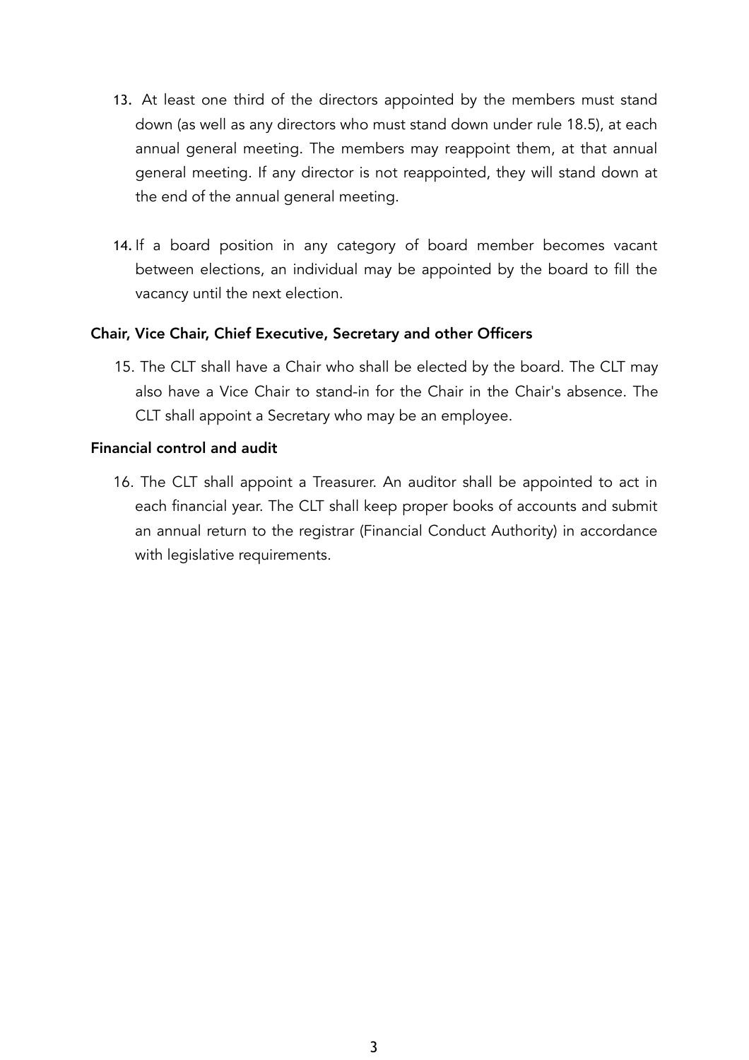13. At least one third of the directors appointed by the members must stand down (as well as any directors who must stand down under rule 18.5), at each annual general meeting. The members may reappoint them, at that annual general meeting. If any director is not reappointed, they will stand down at the end of the annual general meeting.

14. If a board position in any category of board member becomes vacant between elections, an individual may be appointed by the board to fill the vacancy until the next election.

### Chair, Vice Chair, Chief Executive, Secretary and other Officers

15. The CLT shall have a Chair who shall be elected by the board. The CLT may also have a Vice Chair to stand-in for the Chair in the Chair's absence. The CLT shall appoint a Secretary who may be an employee.

### Financial control and audit

16. The CLT shall appoint a Treasurer. An auditor shall be appointed to act in each financial year. The CLT shall keep proper books of accounts and submit an annual return to the registrar (Financial Conduct Authority) in accordance with legislative requirements.